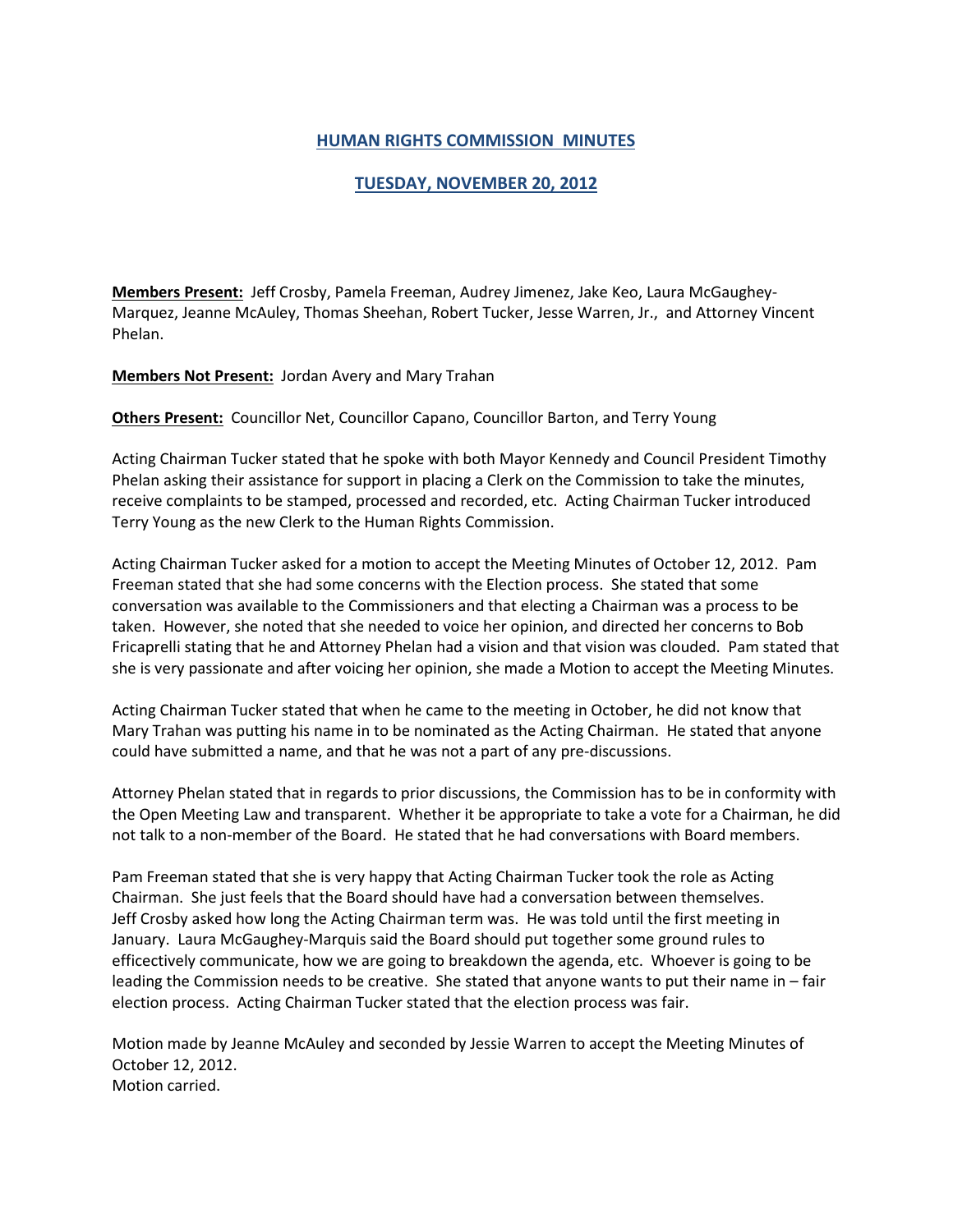# HUMAN RIGHTS COMMISSION MINUTES

## TUESDAY, NOVEMBER 20, 2012

**Members Present:** Jeff Crosby, Pamela Freeman, Audrey Jimenez, Jake Keo, Laura McGaughey-Marquez, Jeanne McAuley, Thomas Sheehan, Robert Tucker, Jesse Warren, Jr., and Attorney Vincent Phelan.

**Members Not Present:** Jordan Avery and Mary Trahan

**Others Present:** Councillor Net, Councillor Capano, Councillor Barton, and Terry Young

Acting Chairman Tucker stated that he spoke with both Mayor Kennedy and Council President Timothy Phelan asking their assistance for support in placing a Clerk on the Commission to take the minutes, receive complaints to be stamped, processed and recorded, etc. Acting Chairman Tucker introduced Terry Young as the new Clerk to the Human Rights Commission.

Acting Chairman Tucker asked for a motion to accept the Meeting Minutes of October 12, 2012. Pam Freeman stated that she had some concerns with the Election process. She stated that some conversation was available to the Commissioners and that electing a Chairman was a process to be taken. However, she noted that she needed to voice her opinion, and directed her concerns to Bob Fricaprelli stating that he and Attorney Phelan had a vision and that vision was clouded. Pam stated that she is very passionate and after voicing her opinion, she made a Motion to accept the Meeting Minutes.

Acting Chairman Tucker stated that when he came to the meeting in October, he did not know that Mary Trahan was putting his name in to be nominated as the Acting Chairman. He stated that anyone could have submitted a name, and that he was not a part of any pre-discussions.

Attorney Phelan stated that in regards to prior discussions, the Commission has to be in conformity with the Open Meeting Law and transparent. Whether it be appropriate to take a vote for a Chairman, he did not talk to a non-member of the Board. He stated that he had conversations with Board members.

Pam Freeman stated that she is very happy that Acting Chairman Tucker took the role as Acting Chairman. She just feels that the Board should have had a conversation between themselves. Jeff Crosby asked how long the Acting Chairman term was. He was told until the first meeting in January. Laura McGaughey-Marquis said the Board should put together some ground rules to efficectively communicate, how we are going to breakdown the agenda, etc. Whoever is going to be leading the Commission needs to be creative. She stated that anyone wants to put their name in – fair election process. Acting Chairman Tucker stated that the election process was fair.

Motion made by Jeanne McAuley and seconded by Jessie Warren to accept the Meeting Minutes of October 12, 2012.
Motion carried.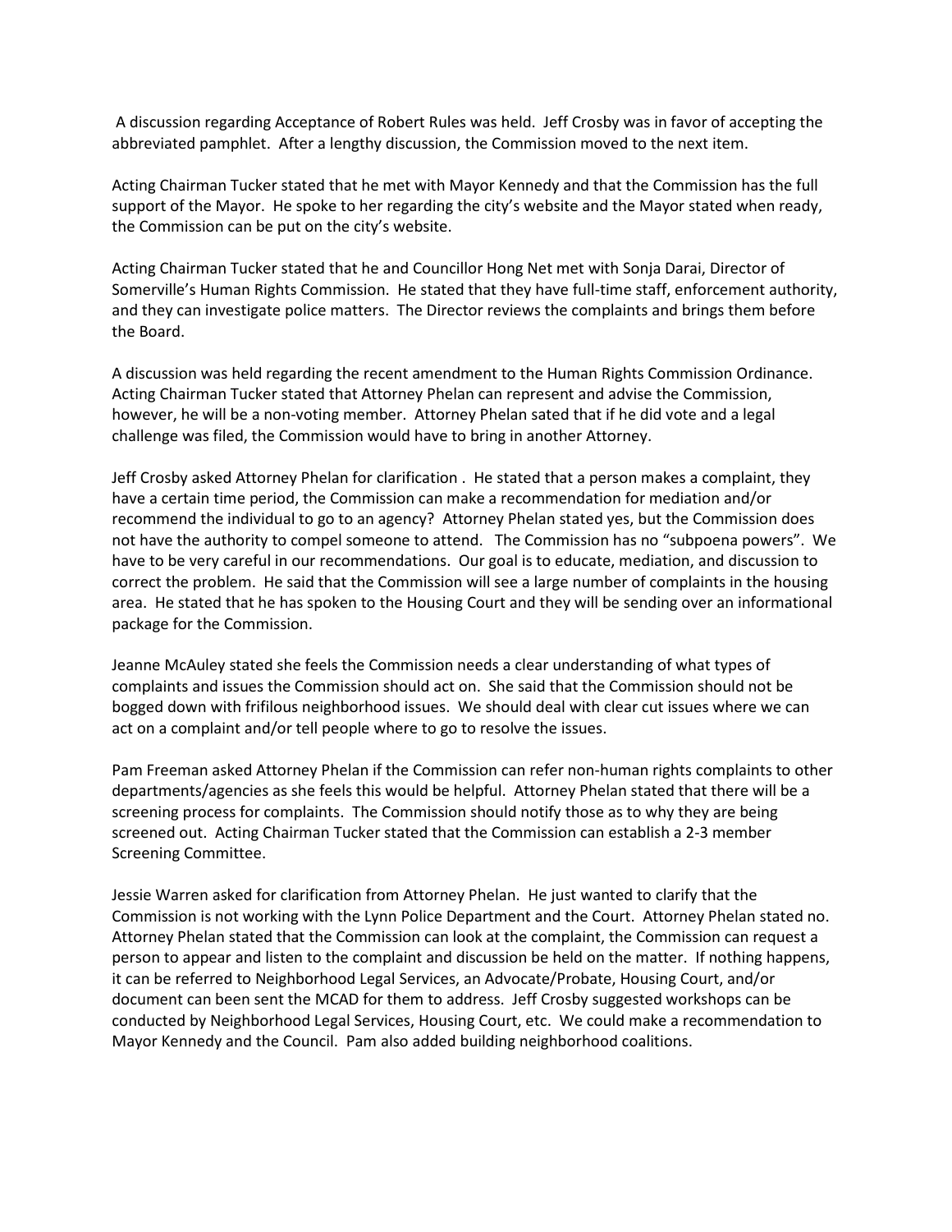A discussion regarding Acceptance of Robert Rules was held. Jeff Crosby was in favor of accepting the abbreviated pamphlet. After a lengthy discussion, the Commission moved to the next item.

Acting Chairman Tucker stated that he met with Mayor Kennedy and that the Commission has the full support of the Mayor. He spoke to her regarding the city's website and the Mayor stated when ready, the Commission can be put on the city's website.

Acting Chairman Tucker stated that he and Councillor Hong Net met with Sonja Darai, Director of Somerville's Human Rights Commission. He stated that they have full-time staff, enforcement authority, and they can investigate police matters. The Director reviews the complaints and brings them before the Board.

A discussion was held regarding the recent amendment to the Human Rights Commission Ordinance. Acting Chairman Tucker stated that Attorney Phelan can represent and advise the Commission, however, he will be a non-voting member. Attorney Phelan sated that if he did vote and a legal challenge was filed, the Commission would have to bring in another Attorney.

Jeff Crosby asked Attorney Phelan for clarification . He stated that a person makes a complaint, they have a certain time period, the Commission can make a recommendation for mediation and/or recommend the individual to go to an agency? Attorney Phelan stated yes, but the Commission does not have the authority to compel someone to attend. The Commission has no "subpoena powers". We have to be very careful in our recommendations. Our goal is to educate, mediation, and discussion to correct the problem. He said that the Commission will see a large number of complaints in the housing area. He stated that he has spoken to the Housing Court and they will be sending over an informational package for the Commission.

Jeanne McAuley stated she feels the Commission needs a clear understanding of what types of complaints and issues the Commission should act on. She said that the Commission should not be bogged down with frifilous neighborhood issues. We should deal with clear cut issues where we can act on a complaint and/or tell people where to go to resolve the issues.

Pam Freeman asked Attorney Phelan if the Commission can refer non-human rights complaints to other departments/agencies as she feels this would be helpful. Attorney Phelan stated that there will be a screening process for complaints. The Commission should notify those as to why they are being screened out. Acting Chairman Tucker stated that the Commission can establish a 2-3 member Screening Committee.

Jessie Warren asked for clarification from Attorney Phelan. He just wanted to clarify that the Commission is not working with the Lynn Police Department and the Court. Attorney Phelan stated no. Attorney Phelan stated that the Commission can look at the complaint, the Commission can request a person to appear and listen to the complaint and discussion be held on the matter. If nothing happens, it can be referred to Neighborhood Legal Services, an Advocate/Probate, Housing Court, and/or document can been sent the MCAD for them to address. Jeff Crosby suggested workshops can be conducted by Neighborhood Legal Services, Housing Court, etc. We could make a recommendation to Mayor Kennedy and the Council. Pam also added building neighborhood coalitions.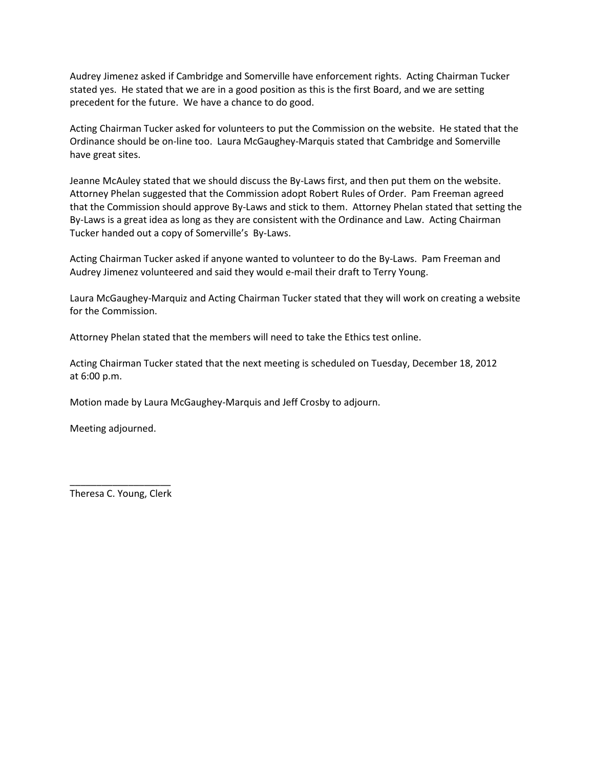Audrey Jimenez asked if Cambridge and Somerville have enforcement rights. Acting Chairman Tucker stated yes. He stated that we are in a good position as this is the first Board, and we are setting precedent for the future. We have a chance to do good.

Acting Chairman Tucker asked for volunteers to put the Commission on the website. He stated that the Ordinance should be on-line too. Laura McGaughey-Marquis stated that Cambridge and Somerville have great sites.

Jeanne McAuley stated that we should discuss the By-Laws first, and then put them on the website. Attorney Phelan suggested that the Commission adopt Robert Rules of Order. Pam Freeman agreed that the Commission should approve By-Laws and stick to them. Attorney Phelan stated that setting the By-Laws is a great idea as long as they are consistent with the Ordinance and Law. Acting Chairman Tucker handed out a copy of Somerville's By-Laws.

Acting Chairman Tucker asked if anyone wanted to volunteer to do the By-Laws. Pam Freeman and Audrey Jimenez volunteered and said they would e-mail their draft to Terry Young.

Laura McGaughey-Marquiz and Acting Chairman Tucker stated that they will work on creating a website for the Commission.

Attorney Phelan stated that the members will need to take the Ethics test online.

Acting Chairman Tucker stated that the next meeting is scheduled on Tuesday, December 18, 2012 at 6:00 p.m.

Motion made by Laura McGaughey-Marquis and Jeff Crosby to adjourn.

Meeting adjourned.

___________________
Theresa C. Young, Clerk